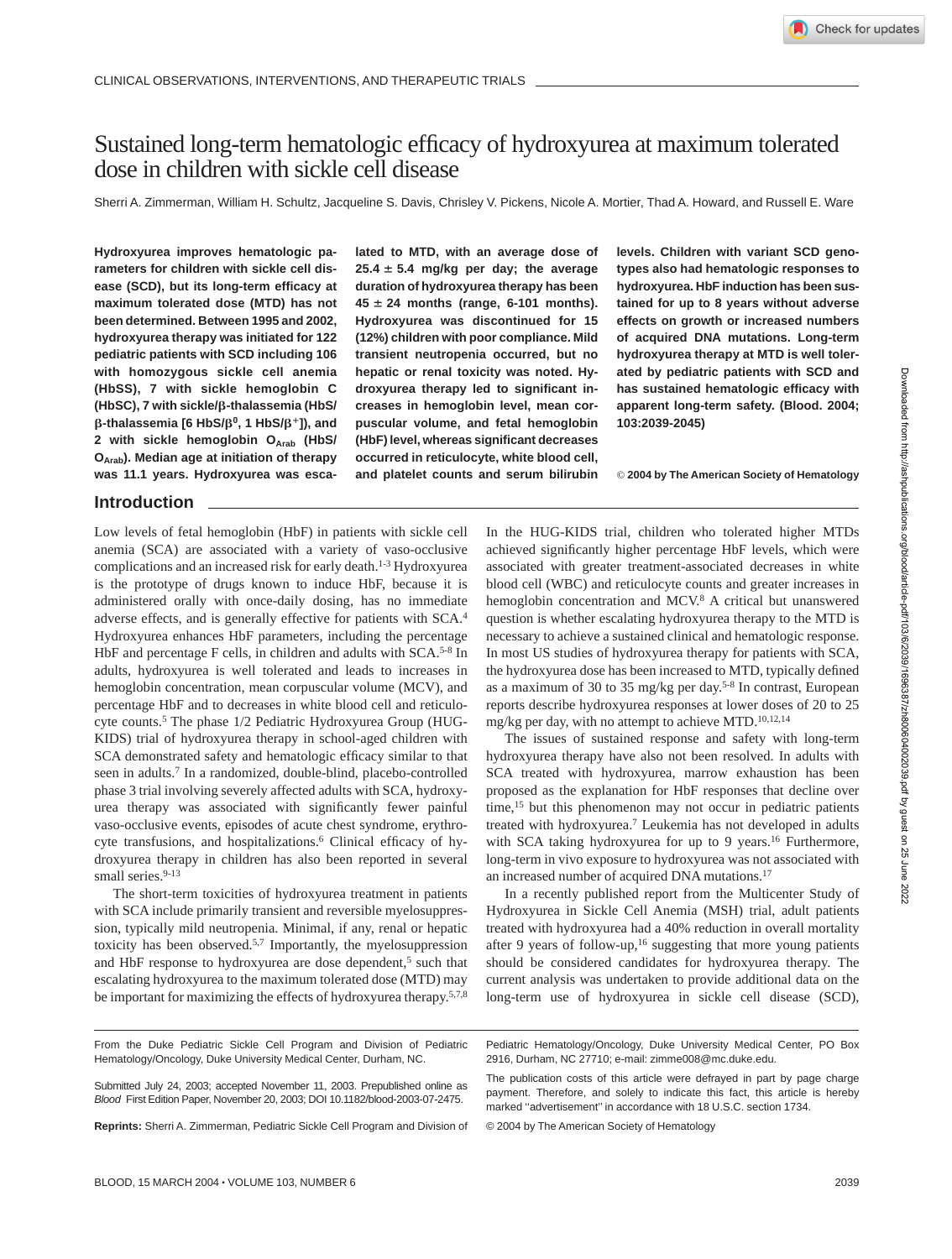CLINICAL OBSERVATIONS, INTERVENTIONS, AND THERAPEUTIC TRIALS

# Sustained long-term hematologic efficacy of hydroxyurea at maximum tolerated dose in children with sickle cell disease

Sherri A. Zimmerman, William H. Schultz, Jacqueline S. Davis, Chrisley V. Pickens, Nicole A. Mortier, Thad A. Howard, and Russell E. Ware

**Hydroxyurea improves hematologic parameters for children with sickle cell disease (SCD), but its long-term efficacy at maximum tolerated dose (MTD) has not been determined. Between 1995 and 2002, hydroxyurea therapy was initiated for 122 pediatric patients with SCD including 106 with homozygous sickle cell anemia (HbSS), 7 with sickle hemoglobin C (HbSC), 7 with sickle/β-thalassemia (HbS/β-thalassemia [6 HbS/$\beta^0$, 1 HbS/$\beta^+$]), and 2 with sickle hemoglobin $O_{Arab}$ (HbS/$O_{Arab}$). Median age at initiation of therapy was 11.1 years. Hydroxyurea was escalated to MTD, with an average dose of 25.4 ± 5.4 mg/kg per day; the average duration of hydroxyurea therapy has been 45 ± 24 months (range, 6-101 months). Hydroxyurea was discontinued for 15 (12%) children with poor compliance. Mild transient neutropenia occurred, but no hepatic or renal toxicity was noted. Hydroxyurea therapy led to significant increases in hemoglobin level, mean corpuscular volume, and fetal hemoglobin (HbF) level, whereas significant decreases occurred in reticulocyte, white blood cell, and platelet counts and serum bilirubin levels. Children with variant SCD genotypes also had hematologic responses to hydroxyurea. HbF induction has been sustained for up to 8 years without adverse effects on growth or increased numbers of acquired DNA mutations. Long-term hydroxyurea therapy at MTD is well tolerated by pediatric patients with SCD and has sustained hematologic efficacy with apparent long-term safety. (Blood. 2004; 103:2039-2045)**

**© 2004 by The American Society of Hematology**

## Introduction

Low levels of fetal hemoglobin (HbF) in patients with sickle cell anemia (SCA) are associated with a variety of vaso-occlusive complications and an increased risk for early death.[1-3] Hydroxyurea is the prototype of drugs known to induce HbF, because it is administered orally with once-daily dosing, has no immediate adverse effects, and is generally effective for patients with SCA.[4] Hydroxyurea enhances HbF parameters, including the percentage HbF and percentage F cells, in children and adults with SCA.[5-8] In adults, hydroxyurea is well tolerated and leads to increases in hemoglobin concentration, mean corpuscular volume (MCV), and percentage HbF and to decreases in white blood cell and reticulocyte counts.[5] The phase 1/2 Pediatric Hydroxyurea Group (HUG-KIDS) trial of hydroxyurea therapy in school-aged children with SCA demonstrated safety and hematologic efficacy similar to that seen in adults.[7] In a randomized, double-blind, placebo-controlled phase 3 trial involving severely affected adults with SCA, hydroxyurea therapy was associated with significantly fewer painful vaso-occlusive events, episodes of acute chest syndrome, erythrocyte transfusions, and hospitalizations.[6] Clinical efficacy of hydroxyurea therapy in children has also been reported in several small series.[9-13]

The short-term toxicities of hydroxyurea treatment in patients with SCA include primarily transient and reversible myelosuppression, typically mild neutropenia. Minimal, if any, renal or hepatic toxicity has been observed.[5,7] Importantly, the myelosuppression and HbF response to hydroxyurea are dose dependent,[5] such that escalating hydroxyurea to the maximum tolerated dose (MTD) may be important for maximizing the effects of hydroxyurea therapy.[5,7,8]

In the HUG-KIDS trial, children who tolerated higher MTDs achieved significantly higher percentage HbF levels, which were associated with greater treatment-associated decreases in white blood cell (WBC) and reticulocyte counts and greater increases in hemoglobin concentration and MCV.[8] A critical but unanswered question is whether escalating hydroxyurea therapy to the MTD is necessary to achieve a sustained clinical and hematologic response. In most US studies of hydroxyurea therapy for patients with SCA, the hydroxyurea dose has been increased to MTD, typically defined as a maximum of 30 to 35 mg/kg per day.[5-8] In contrast, European reports describe hydroxyurea responses at lower doses of 20 to 25 mg/kg per day, with no attempt to achieve MTD.[10,12,14]

The issues of sustained response and safety with long-term hydroxyurea therapy have also not been resolved. In adults with SCA treated with hydroxyurea, marrow exhaustion has been proposed as the explanation for HbF responses that decline over time,[15] but this phenomenon may not occur in pediatric patients treated with hydroxyurea.[7] Leukemia has not developed in adults with SCA taking hydroxyurea for up to 9 years.[16] Furthermore, long-term in vivo exposure to hydroxyurea was not associated with an increased number of acquired DNA mutations.[17]

In a recently published report from the Multicenter Study of Hydroxyurea in Sickle Cell Anemia (MSH) trial, adult patients treated with hydroxyurea had a 40% reduction in overall mortality after 9 years of follow-up,[16] suggesting that more young patients should be considered candidates for hydroxyurea therapy. The current analysis was undertaken to provide additional data on the long-term use of hydroxyurea in sickle cell disease (SCD),

From the Duke Pediatric Sickle Cell Program and Division of Pediatric Hematology/Oncology, Duke University Medical Center, Durham, NC.

Submitted July 24, 2003; accepted November 11, 2003. Prepublished online as *Blood* First Edition Paper, November 20, 2003; DOI 10.1182/blood-2003-07-2475.

**Reprints:** Sherri A. Zimmerman, Pediatric Sickle Cell Program and Division of Pediatric Hematology/Oncology, Duke University Medical Center, PO Box 2916, Durham, NC 27710; e-mail: zimme008@mc.duke.edu.

The publication costs of this article were defrayed in part by page charge payment. Therefore, and solely to indicate this fact, this article is hereby marked "advertisement" in accordance with 18 U.S.C. section 1734.

© 2004 by The American Society of Hematology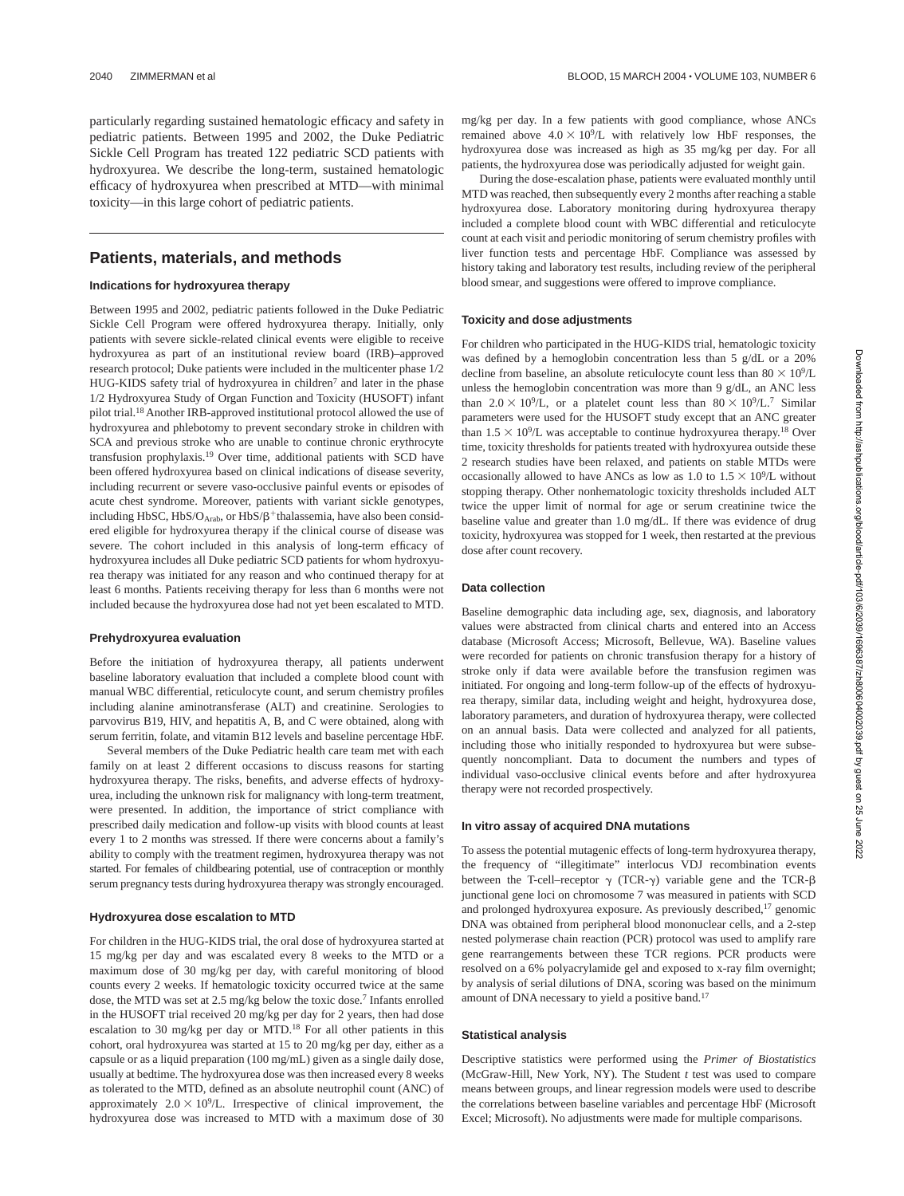particularly regarding sustained hematologic efficacy and safety in pediatric patients. Between 1995 and 2002, the Duke Pediatric Sickle Cell Program has treated 122 pediatric SCD patients with hydroxyurea. We describe the long-term, sustained hematologic efficacy of hydroxyurea when prescribed at MTD—with minimal toxicity—in this large cohort of pediatric patients.

## Patients, materials, and methods

### Indications for hydroxyurea therapy

Between 1995 and 2002, pediatric patients followed in the Duke Pediatric Sickle Cell Program were offered hydroxyurea therapy. Initially, only patients with severe sickle-related clinical events were eligible to receive hydroxyurea as part of an institutional review board (IRB)–approved research protocol; Duke patients were included in the multicenter phase 1/2 HUG-KIDS safety trial of hydroxyurea in children[7] and later in the phase 1/2 Hydroxyurea Study of Organ Function and Toxicity (HUSOFT) infant pilot trial.[18] Another IRB-approved institutional protocol allowed the use of hydroxyurea and phlebotomy to prevent secondary stroke in children with SCA and previous stroke who are unable to continue chronic erythrocyte transfusion prophylaxis.[19] Over time, additional patients with SCD have been offered hydroxyurea based on clinical indications of disease severity, including recurrent or severe vaso-occlusive painful events or episodes of acute chest syndrome. Moreover, patients with variant sickle genotypes, including HbSC, HbS/$O_{Arab}$, or HbS/$\beta^+$thalassemia, have also been considered eligible for hydroxyurea therapy if the clinical course of disease was severe. The cohort included in this analysis of long-term efficacy of hydroxyurea includes all Duke pediatric SCD patients for whom hydroxyurea therapy was initiated for any reason and who continued therapy for at least 6 months. Patients receiving therapy for less than 6 months were not included because the hydroxyurea dose had not yet been escalated to MTD.

### Prehydroxyurea evaluation

Before the initiation of hydroxyurea therapy, all patients underwent baseline laboratory evaluation that included a complete blood count with manual WBC differential, reticulocyte count, and serum chemistry profiles including alanine aminotransferase (ALT) and creatinine. Serologies to parvovirus B19, HIV, and hepatitis A, B, and C were obtained, along with serum ferritin, folate, and vitamin B12 levels and baseline percentage HbF.

Several members of the Duke Pediatric health care team met with each family on at least 2 different occasions to discuss reasons for starting hydroxyurea therapy. The risks, benefits, and adverse effects of hydroxyurea, including the unknown risk for malignancy with long-term treatment, were presented. In addition, the importance of strict compliance with prescribed daily medication and follow-up visits with blood counts at least every 1 to 2 months was stressed. If there were concerns about a family's ability to comply with the treatment regimen, hydroxyurea therapy was not started. For females of childbearing potential, use of contraception or monthly serum pregnancy tests during hydroxyurea therapy was strongly encouraged.

### Hydroxyurea dose escalation to MTD

For children in the HUG-KIDS trial, the oral dose of hydroxyurea started at 15 mg/kg per day and was escalated every 8 weeks to the MTD or a maximum dose of 30 mg/kg per day, with careful monitoring of blood counts every 2 weeks. If hematologic toxicity occurred twice at the same dose, the MTD was set at 2.5 mg/kg below the toxic dose.[7] Infants enrolled in the HUSOFT trial received 20 mg/kg per day for 2 years, then had dose escalation to 30 mg/kg per day or MTD.[18] For all other patients in this cohort, oral hydroxyurea was started at 15 to 20 mg/kg per day, either as a capsule or as a liquid preparation (100 mg/mL) given as a single daily dose, usually at bedtime. The hydroxyurea dose was then increased every 8 weeks as tolerated to the MTD, defined as an absolute neutrophil count (ANC) of approximately $2.0 \times 10^9$/L. Irrespective of clinical improvement, the hydroxyurea dose was increased to MTD with a maximum dose of 30 mg/kg per day. In a few patients with good compliance, whose ANCs remained above $4.0 \times 10^9$/L with relatively low HbF responses, the hydroxyurea dose was increased as high as 35 mg/kg per day. For all patients, the hydroxyurea dose was periodically adjusted for weight gain.

During the dose-escalation phase, patients were evaluated monthly until MTD was reached, then subsequently every 2 months after reaching a stable hydroxyurea dose. Laboratory monitoring during hydroxyurea therapy included a complete blood count with WBC differential and reticulocyte count at each visit and periodic monitoring of serum chemistry profiles with liver function tests and percentage HbF. Compliance was assessed by history taking and laboratory test results, including review of the peripheral blood smear, and suggestions were offered to improve compliance.

### Toxicity and dose adjustments

For children who participated in the HUG-KIDS trial, hematologic toxicity was defined by a hemoglobin concentration less than 5 g/dL or a 20% decline from baseline, an absolute reticulocyte count less than $80 \times 10^9$/L unless the hemoglobin concentration was more than 9 g/dL, an ANC less than $2.0 \times 10^9$/L, or a platelet count less than $80 \times 10^9$/L.[7] Similar parameters were used for the HUSOFT study except that an ANC greater than $1.5 \times 10^9$/L was acceptable to continue hydroxyurea therapy.[18] Over time, toxicity thresholds for patients treated with hydroxyurea outside these 2 research studies have been relaxed, and patients on stable MTDs were occasionally allowed to have ANCs as low as 1.0 to $1.5 \times 10^9$/L without stopping therapy. Other nonhematologic toxicity thresholds included ALT twice the upper limit of normal for age or serum creatinine twice the baseline value and greater than 1.0 mg/dL. If there was evidence of drug toxicity, hydroxyurea was stopped for 1 week, then restarted at the previous dose after count recovery.

### Data collection

Baseline demographic data including age, sex, diagnosis, and laboratory values were abstracted from clinical charts and entered into an Access database (Microsoft Access; Microsoft, Bellevue, WA). Baseline values were recorded for patients on chronic transfusion therapy for a history of stroke only if data were available before the transfusion regimen was initiated. For ongoing and long-term follow-up of the effects of hydroxyurea therapy, similar data, including weight and height, hydroxyurea dose, laboratory parameters, and duration of hydroxyurea therapy, were collected on an annual basis. Data were collected and analyzed for all patients, including those who initially responded to hydroxyurea but were subsequently noncompliant. Data to document the numbers and types of individual vaso-occlusive clinical events before and after hydroxyurea therapy were not recorded prospectively.

### In vitro assay of acquired DNA mutations

To assess the potential mutagenic effects of long-term hydroxyurea therapy, the frequency of "illegitimate" interlocus VDJ recombination events between the T-cell–receptor $\gamma$ (TCR-$\gamma$) variable gene and the TCR-$\beta$ junctional gene loci on chromosome 7 was measured in patients with SCD and prolonged hydroxyurea exposure. As previously described,[17] genomic DNA was obtained from peripheral blood mononuclear cells, and a 2-step nested polymerase chain reaction (PCR) protocol was used to amplify rare gene rearrangements between these TCR regions. PCR products were resolved on a 6% polyacrylamide gel and exposed to x-ray film overnight; by analysis of serial dilutions of DNA, scoring was based on the minimum amount of DNA necessary to yield a positive band.[17]

### Statistical analysis

Descriptive statistics were performed using the *Primer of Biostatistics* (McGraw-Hill, New York, NY). The Student *t* test was used to compare means between groups, and linear regression models were used to describe the correlations between baseline variables and percentage HbF (Microsoft Excel; Microsoft). No adjustments were made for multiple comparisons.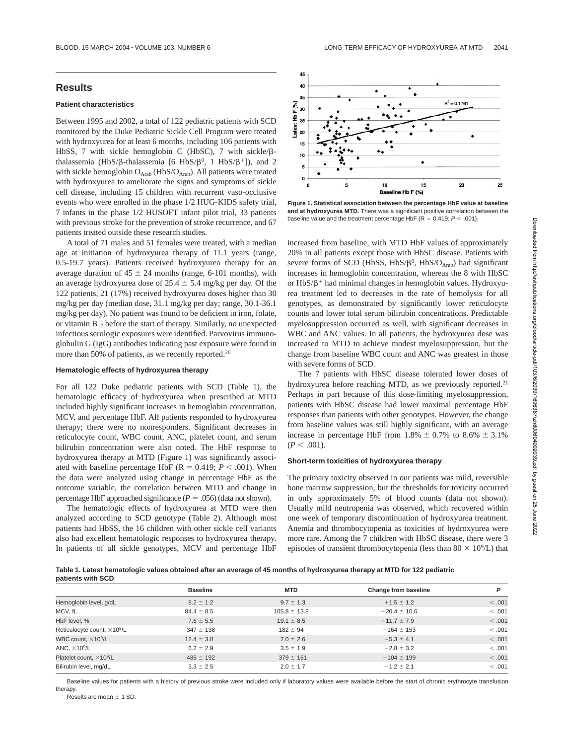## Results

### Patient characteristics

Between 1995 and 2002, a total of 122 pediatric patients with SCD monitored by the Duke Pediatric Sickle Cell Program were treated with hydroxyurea for at least 6 months, including 106 patients with HbSS, 7 with sickle hemoglobin C (HbSC), 7 with sickle/β-thalassemia (HbS/β-thalassemia [6 HbS/$\beta^0$, 1 HbS/$\beta^+$]), and 2 with sickle hemoglobin $O_{Arab}$ (HbS/$O_{Arab}$). All patients were treated with hydroxyurea to ameliorate the signs and symptoms of sickle cell disease, including 15 children with recurrent vaso-occlusive events who were enrolled in the phase 1/2 HUG-KIDS safety trial, 7 infants in the phase 1/2 HUSOFT infant pilot trial, 33 patients with previous stroke for the prevention of stroke recurrence, and 67 patients treated outside these research studies.

A total of 71 males and 51 females were treated, with a median age at initiation of hydroxyurea therapy of 11.1 years (range, 0.5-19.7 years). Patients received hydroxyurea therapy for an average duration of 45 ± 24 months (range, 6-101 months), with an average hydroxyurea dose of 25.4 ± 5.4 mg/kg per day. Of the 122 patients, 21 (17%) received hydroxyurea doses higher than 30 mg/kg per day (median dose, 31.1 mg/kg per day; range, 30.1-36.1 mg/kg per day). No patient was found to be deficient in iron, folate, or vitamin $B_{12}$ before the start of therapy. Similarly, no unexpected infectious serologic exposures were identified. Parvovirus immunoglobulin G (IgG) antibodies indicating past exposure were found in more than 50% of patients, as we recently reported.[20]

### Hematologic effects of hydroxyurea therapy

For all 122 Duke pediatric patients with SCD (Table 1), the hematologic efficacy of hydroxyurea when prescribed at MTD included highly significant increases in hemoglobin concentration, MCV, and percentage HbF. All patients responded to hydroxyurea therapy; there were no nonresponders. Significant decreases in reticulocyte count, WBC count, ANC, platelet count, and serum bilirubin concentration were also noted. The HbF response to hydroxyurea therapy at MTD (Figure 1) was significantly associated with baseline percentage HbF (R = 0.419; $P < .001$). When the data were analyzed using change in percentage HbF as the outcome variable, the correlation between MTD and change in percentage HbF approached significance ($P = .056$) (data not shown).

The hematologic effects of hydroxyurea at MTD were then analyzed according to SCD genotype (Table 2). Although most patients had HbSS, the 16 children with other sickle cell variants also had excellent hematologic responses to hydroxyurea therapy. In patients of all sickle genotypes, MCV and percentage HbF increased from baseline, with MTD HbF values of approximately 20% in all patients except those with HbSC disease. Patients with severe forms of SCD (HbSS, HbS/$\beta^0$, HbS/$O_{Arab}$) had significant increases in hemoglobin concentration, whereas the 8 with HbSC or HbS/$\beta^+$ had minimal changes in hemoglobin values. Hydroxyurea treatment led to decreases in the rate of hemolysis for all genotypes, as demonstrated by significantly lower reticulocyte counts and lower total serum bilirubin concentrations. Predictable myelosuppression occurred as well, with significant decreases in WBC and ANC values. In all patients, the hydroxyurea dose was increased to MTD to achieve modest myelosuppression, but the change from baseline WBC count and ANC was greatest in those with severe forms of SCD.

**Figure 1. Statistical association between the percentage HbF value at baseline and at hydroxyurea MTD.** There was a significant positive correlation between the baseline value and the treatment percentage HbF (R = 0.419; $P < .001$).

The 7 patients with HbSC disease tolerated lower doses of hydroxyurea before reaching MTD, as we previously reported.[21] Perhaps in part because of this dose-limiting myelosuppression, patients with HbSC disease had lower maximal percentage HbF responses than patients with other genotypes. However, the change from baseline values was still highly significant, with an average increase in percentage HbF from 1.8% ± 0.7% to 8.6% ± 3.1% ($P < .001$).

### Short-term toxicities of hydroxyurea therapy

The primary toxicity observed in our patients was mild, reversible bone marrow suppression, but the thresholds for toxicity occurred in only approximately 5% of blood counts (data not shown). Usually mild neutropenia was observed, which recovered within one week of temporary discontinuation of hydroxyurea treatment. Anemia and thrombocytopenia as toxicities of hydroxyurea were more rare. Among the 7 children with HbSC disease, there were 3 episodes of transient thrombocytopenia (less than $80 \times 10^9$/L) that

**Table 1. Latest hematologic values obtained after an average of 45 months of hydroxyurea therapy at MTD for 122 pediatric patients with SCD**

| | Baseline | MTD | Change from baseline | P |
|---|---|---|---|---|
| Hemoglobin level, g/dL | 8.2 ± 1.2 | 9.7 ± 1.3 | +1.5 ± 1.2 | < .001 |
| MCV, fL | 84.4 ± 8.5 | 105.8 ± 13.8 | +20.4 ± 10.6 | < .001 |
| HbF level, % | 7.6 ± 5.5 | 19.1 ± 8.5 | +11.7 ± 7.9 | < .001 |
| Reticulocyte count, $\times 10^9$/L | 347 ± 138 | 182 ± 94 | −164 ± 153 | < .001 |
| WBC count, $\times 10^9$/L | 12.4 ± 3.8 | 7.0 ± 2.6 | −5.3 ± 4.1 | < .001 |
| ANC, $\times 10^9$/L | 6.2 ± 2.9 | 3.5 ± 1.9 | −2.8 ± 3.2 | < .001 |
| Platelet count, $\times 10^9$/L | 486 ± 192 | 379 ± 161 | −104 ± 199 | < .001 |
| Bilirubin level, mg/dL | 3.3 ± 2.5 | 2.0 ± 1.7 | −1.2 ± 2.1 | < .001 |

Baseline values for patients with a history of previous stroke were included only if laboratory values were available before the start of chronic erythrocyte transfusion therapy.

Results are mean ± 1 SD.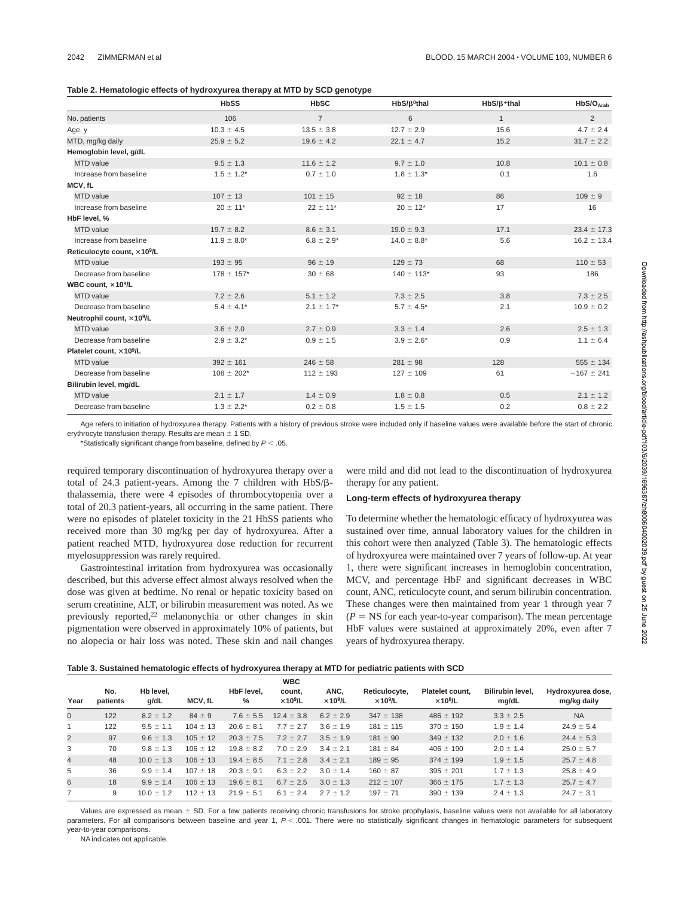**Table 2. Hematologic effects of hydroxyurea therapy at MTD by SCD genotype**

| | HbSS | HbSC | HbS/$\beta^0$thal | HbS/$\beta^+$thal | HbS/$O_{Arab}$ |
|---|---|---|---|---|---|
| No. patients | 106 | 7 | 6 | 1 | 2 |
| Age, y | 10.3 ± 4.5 | 13.5 ± 3.8 | 12.7 ± 2.9 | 15.6 | 4.7 ± 2.4 |
| MTD, mg/kg daily | 25.9 ± 5.2 | 19.6 ± 4.2 | 22.1 ± 4.7 | 15.2 | 31.7 ± 2.2 |
| **Hemoglobin level, g/dL** | | | | | |
| MTD value | 9.5 ± 1.3 | 11.6 ± 1.2 | 9.7 ± 1.0 | 10.8 | 10.1 ± 0.8 |
| Increase from baseline | 1.5 ± 1.2* | 0.7 ± 1.0 | 1.8 ± 1.3* | 0.1 | 1.6 |
| **MCV, fL** | | | | | |
| MTD value | 107 ± 13 | 101 ± 15 | 92 ± 18 | 86 | 109 ± 9 |
| Increase from baseline | 20 ± 11* | 22 ± 11* | 20 ± 12* | 17 | 16 |
| **HbF level, %** | | | | | |
| MTD value | 19.7 ± 8.2 | 8.6 ± 3.1 | 19.0 ± 9.3 | 17.1 | 23.4 ± 17.3 |
| Increase from baseline | 11.9 ± 8.0* | 6.8 ± 2.9* | 14.0 ± 8.8* | 5.6 | 16.2 ± 13.4 |
| **Reticulocyte count, $\times 10^9$/L** | | | | | |
| MTD value | 193 ± 95 | 96 ± 19 | 129 ± 73 | 68 | 110 ± 53 |
| Decrease from baseline | 178 ± 157* | 30 ± 68 | 140 ± 113* | 93 | 186 |
| **WBC count, $\times 10^9$/L** | | | | | |
| MTD value | 7.2 ± 2.6 | 5.1 ± 1.2 | 7.3 ± 2.5 | 3.8 | 7.3 ± 2.5 |
| Decrease from baseline | 5.4 ± 4.1* | 2.1 ± 1.7* | 5.7 ± 4.5* | 2.1 | 10.9 ± 0.2 |
| **Neutrophil count, $\times 10^9$/L** | | | | | |
| MTD value | 3.6 ± 2.0 | 2.7 ± 0.9 | 3.3 ± 1.4 | 2.6 | 2.5 ± 1.3 |
| Decrease from baseline | 2.9 ± 3.2* | 0.9 ± 1.5 | 3.9 ± 2.6* | 0.9 | 1.1 ± 6.4 |
| **Platelet count, $\times 10^9$/L** | | | | | |
| MTD value | 392 ± 161 | 246 ± 58 | 281 ± 98 | 128 | 555 ± 134 |
| Decrease from baseline | 108 ± 202* | 112 ± 193 | 127 ± 109 | 61 | −167 ± 241 |
| **Bilirubin level, mg/dL** | | | | | |
| MTD value | 2.1 ± 1.7 | 1.4 ± 0.9 | 1.8 ± 0.8 | 0.5 | 2.1 ± 1.2 |
| Decrease from baseline | 1.3 ± 2.2* | 0.2 ± 0.8 | 1.5 ± 1.5 | 0.2 | 0.8 ± 2.2 |

Age refers to initiation of hydroxyurea therapy. Patients with a history of previous stroke were included only if baseline values were available before the start of chronic erythrocyte transfusion therapy. Results are mean ± 1 SD.

*Statistically significant change from baseline, defined by $P < .05$.

required temporary discontinuation of hydroxyurea therapy over a total of 24.3 patient-years. Among the 7 children with HbS/β-thalassemia, there were 4 episodes of thrombocytopenia over a total of 20.3 patient-years, all occurring in the same patient. There were no episodes of platelet toxicity in the 21 HbSS patients who received more than 30 mg/kg per day of hydroxyurea. After a patient reached MTD, hydroxyurea dose reduction for recurrent myelosuppression was rarely required.

Gastrointestinal irritation from hydroxyurea was occasionally described, but this adverse effect almost always resolved when the dose was given at bedtime. No renal or hepatic toxicity based on serum creatinine, ALT, or bilirubin measurement was noted. As we previously reported,[22] melanonychia or other changes in skin pigmentation were observed in approximately 10% of patients, but no alopecia or hair loss was noted. These skin and nail changes were mild and did not lead to the discontinuation of hydroxyurea therapy for any patient.

### Long-term effects of hydroxyurea therapy

To determine whether the hematologic efficacy of hydroxyurea was sustained over time, annual laboratory values for the children in this cohort were then analyzed (Table 3). The hematologic effects of hydroxyurea were maintained over 7 years of follow-up. At year 1, there were significant increases in hemoglobin concentration, MCV, and percentage HbF and significant decreases in WBC count, ANC, reticulocyte count, and serum bilirubin concentration. These changes were then maintained from year 1 through year 7 ($P$ = NS for each year-to-year comparison). The mean percentage HbF values were sustained at approximately 20%, even after 7 years of hydroxyurea therapy.

**Table 3. Sustained hematologic effects of hydroxyurea therapy at MTD for pediatric patients with SCD**

| Year | No. patients | Hb level, g/dL | MCV, fL | HbF level, % | WBC count, $\times 10^9$/L | ANC, $\times 10^9$/L | Reticulocyte, $\times 10^9$/L | Platelet count, $\times 10^9$/L | Bilirubin level, mg/dL | Hydroxyurea dose, mg/kg daily |
|---|---|---|---|---|---|---|---|---|---|---|
| 0 | 122 | 8.2 ± 1.2 | 84 ± 9 | 7.6 ± 5.5 | 12.4 ± 3.8 | 6.2 ± 2.9 | 347 ± 138 | 486 ± 192 | 3.3 ± 2.5 | NA |
| 1 | 122 | 9.5 ± 1.1 | 104 ± 13 | 20.6 ± 8.1 | 7.7 ± 2.7 | 3.6 ± 1.9 | 181 ± 115 | 370 ± 150 | 1.9 ± 1.4 | 24.9 ± 5.4 |
| 2 | 97 | 9.6 ± 1.3 | 105 ± 12 | 20.3 ± 7.5 | 7.2 ± 2.7 | 3.5 ± 1.9 | 181 ± 90 | 349 ± 132 | 2.0 ± 1.6 | 24.4 ± 5.3 |
| 3 | 70 | 9.8 ± 1.3 | 106 ± 12 | 19.8 ± 8.2 | 7.0 ± 2.9 | 3.4 ± 2.1 | 181 ± 84 | 406 ± 190 | 2.0 ± 1.4 | 25.0 ± 5.7 |
| 4 | 48 | 10.0 ± 1.3 | 106 ± 13 | 19.4 ± 8.5 | 7.1 ± 2.8 | 3.4 ± 2.1 | 189 ± 95 | 374 ± 199 | 1.9 ± 1.5 | 25.7 ± 4.8 |
| 5 | 36 | 9.9 ± 1.4 | 107 ± 18 | 20.3 ± 9.1 | 6.3 ± 2.2 | 3.0 ± 1.4 | 160 ± 87 | 395 ± 201 | 1.7 ± 1.3 | 25.8 ± 4.9 |
| 6 | 18 | 9.9 ± 1.4 | 106 ± 13 | 19.6 ± 8.1 | 6.7 ± 2.5 | 3.0 ± 1.3 | 212 ± 107 | 366 ± 175 | 1.7 ± 1.3 | 25.7 ± 4.7 |
| 7 | 9 | 10.0 ± 1.2 | 112 ± 13 | 21.9 ± 5.1 | 6.1 ± 2.4 | 2.7 ± 1.2 | 197 ± 71 | 390 ± 139 | 2.4 ± 1.3 | 24.7 ± 3.1 |

Values are expressed as mean ± SD. For a few patients receiving chronic transfusions for stroke prophylaxis, baseline values were not available for all laboratory parameters. For all comparisons between baseline and year 1, $P < .001$. There were no statistically significant changes in hematologic parameters for subsequent year-to-year comparisons.

NA indicates not applicable.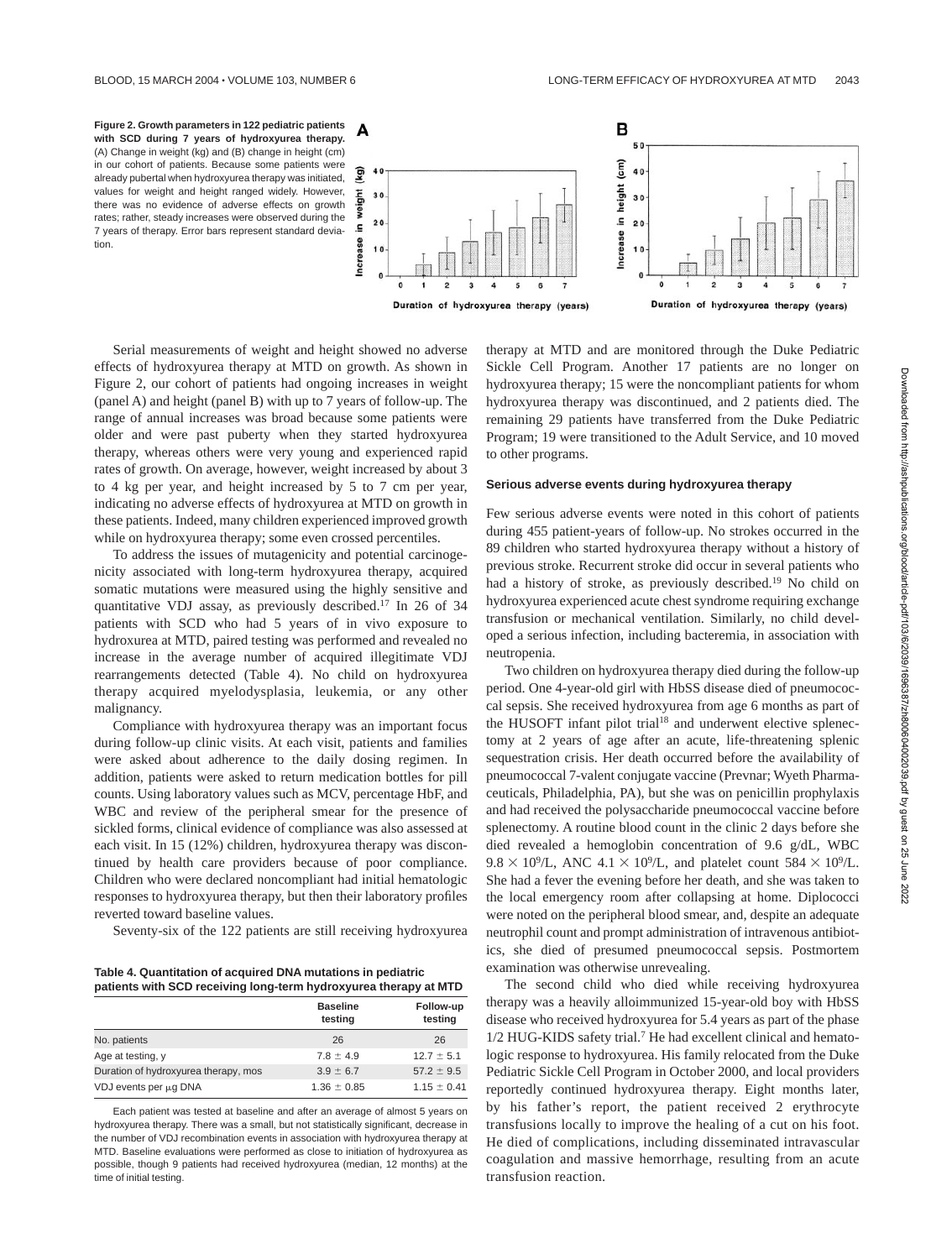**Figure 2. Growth parameters in 122 pediatric patients with SCD during 7 years of hydroxyurea therapy.** (A) Change in weight (kg) and (B) change in height (cm) in our cohort of patients. Because some patients were already pubertal when hydroxyurea therapy was initiated, values for weight and height ranged widely. However, there was no evidence of adverse effects on growth rates; rather, steady increases were observed during the 7 years of therapy. Error bars represent standard deviation.

Serial measurements of weight and height showed no adverse effects of hydroxyurea therapy at MTD on growth. As shown in Figure 2, our cohort of patients had ongoing increases in weight (panel A) and height (panel B) with up to 7 years of follow-up. The range of annual increases was broad because some patients were older and were past puberty when they started hydroxyurea therapy, whereas others were very young and experienced rapid rates of growth. On average, however, weight increased by about 3 to 4 kg per year, and height increased by 5 to 7 cm per year, indicating no adverse effects of hydroxyurea at MTD on growth in these patients. Indeed, many children experienced improved growth while on hydroxyurea therapy; some even crossed percentiles.

To address the issues of mutagenicity and potential carcinogenicity associated with long-term hydroxyurea therapy, acquired somatic mutations were measured using the highly sensitive and quantitative VDJ assay, as previously described.[17] In 26 of 34 patients with SCD who had 5 years of in vivo exposure to hydroxyurea at MTD, paired testing was performed and revealed no increase in the average number of acquired illegitimate VDJ rearrangements detected (Table 4). No child on hydroxyurea therapy acquired myelodysplasia, leukemia, or any other malignancy.

Compliance with hydroxyurea therapy was an important focus during follow-up clinic visits. At each visit, patients and families were asked about adherence to the daily dosing regimen. In addition, patients were asked to return medication bottles for pill counts. Using laboratory values such as MCV, percentage HbF, and WBC and review of the peripheral smear for the presence of sickled forms, clinical evidence of compliance was also assessed at each visit. In 15 (12%) children, hydroxyurea therapy was discontinued by health care providers because of poor compliance. Children who were declared noncompliant had initial hematologic responses to hydroxyurea therapy, but then their laboratory profiles reverted toward baseline values.

Seventy-six of the 122 patients are still receiving hydroxyurea therapy at MTD and are monitored through the Duke Pediatric Sickle Cell Program. Another 17 patients are no longer on hydroxyurea therapy; 15 were the noncompliant patients for whom hydroxyurea therapy was discontinued, and 2 patients died. The remaining 29 patients have transferred from the Duke Pediatric Program; 19 were transitioned to the Adult Service, and 10 moved to other programs.

**Table 4. Quantitation of acquired DNA mutations in pediatric patients with SCD receiving long-term hydroxyurea therapy at MTD**

| | Baseline testing | Follow-up testing |
|---|---|---|
| No. patients | 26 | 26 |
| Age at testing, y | 7.8 ± 4.9 | 12.7 ± 5.1 |
| Duration of hydroxyurea therapy, mos | 3.9 ± 6.7 | 57.2 ± 9.5 |
| VDJ events per μg DNA | 1.36 ± 0.85 | 1.15 ± 0.41 |

Each patient was tested at baseline and after an average of almost 5 years on hydroxyurea therapy. There was a small, but not statistically significant, decrease in the number of VDJ recombination events in association with hydroxyurea therapy at MTD. Baseline evaluations were performed as close to initiation of hydroxyurea as possible, though 9 patients had received hydroxyurea (median, 12 months) at the time of initial testing.

### Serious adverse events during hydroxyurea therapy

Few serious adverse events were noted in this cohort of patients during 455 patient-years of follow-up. No strokes occurred in the 89 children who started hydroxyurea therapy without a history of previous stroke. Recurrent stroke did occur in several patients who had a history of stroke, as previously described.[19] No child on hydroxyurea experienced acute chest syndrome requiring exchange transfusion or mechanical ventilation. Similarly, no child developed a serious infection, including bacteremia, in association with neutropenia.

Two children on hydroxyurea therapy died during the follow-up period. One 4-year-old girl with HbSS disease died of pneumococcal sepsis. She received hydroxyurea from age 6 months as part of the HUSOFT infant pilot trial[18] and underwent elective splenectomy at 2 years of age after an acute, life-threatening splenic sequestration crisis. Her death occurred before the availability of pneumococcal 7-valent conjugate vaccine (Prevnar; Wyeth Pharmaceuticals, Philadelphia, PA), but she was on penicillin prophylaxis and had received the polysaccharide pneumococcal vaccine before splenectomy. A routine blood count in the clinic 2 days before she died revealed a hemoglobin concentration of 9.6 g/dL, WBC $9.8 \times 10^9$/L, ANC $4.1 \times 10^9$/L, and platelet count $584 \times 10^9$/L. She had a fever the evening before her death, and she was taken to the local emergency room after collapsing at home. Diplococci were noted on the peripheral blood smear, and, despite an adequate neutrophil count and prompt administration of intravenous antibiotics, she died of presumed pneumococcal sepsis. Postmortem examination was otherwise unrevealing.

The second child who died while receiving hydroxyurea therapy was a heavily alloimmunized 15-year-old boy with HbSS disease who received hydroxyurea for 5.4 years as part of the phase 1/2 HUG-KIDS safety trial.[7] He had excellent clinical and hematologic response to hydroxyurea. His family relocated from the Duke Pediatric Sickle Cell Program in October 2000, and local providers reportedly continued hydroxyurea therapy. Eight months later, by his father's report, the patient received 2 erythrocyte transfusions locally to improve the healing of a cut on his foot. He died of complications, including disseminated intravascular coagulation and massive hemorrhage, resulting from an acute transfusion reaction.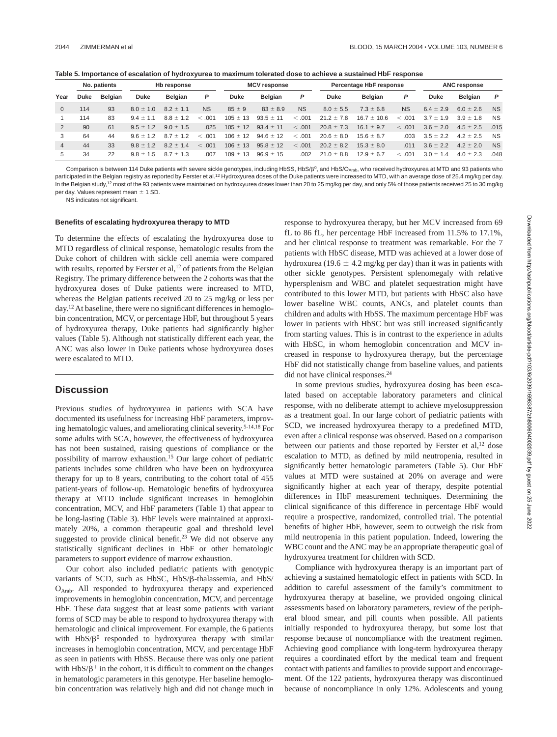**Table 5. Importance of escalation of hydroxyurea to maximum tolerated dose to achieve a sustained HbF response**

| Year | No. patients | | Hb response | | | MCV response | | | Percentage HbF response | | | ANC response | | |
|---|---|---|---|---|---|---|---|---|---|---|---|---|---|---|
| | Duke | Belgian | Duke | Belgian | P | Duke | Belgian | P | Duke | Belgian | P | Duke | Belgian | P |
| 0 | 114 | 93 | 8.0 ± 1.0 | 8.2 ± 1.1 | NS | 85 ± 9 | 83 ± 8.9 | NS | 8.0 ± 5.5 | 7.3 ± 6.8 | NS | 6.4 ± 2.9 | 6.0 ± 2.6 | NS |
| 1 | 114 | 83 | 9.4 ± 1.1 | 8.8 ± 1.2 | < .001 | 105 ± 13 | 93.5 ± 11 | < .001 | 21.2 ± 7.8 | 16.7 ± 10.6 | < .001 | 3.7 ± 1.9 | 3.9 ± 1.8 | NS |
| 2 | 90 | 61 | 9.5 ± 1.2 | 9.0 ± 1.5 | .025 | 105 ± 12 | 93.4 ± 11 | < .001 | 20.8 ± 7.3 | 16.1 ± 9.7 | < .001 | 3.6 ± 2.0 | 4.5 ± 2.5 | .015 |
| 3 | 64 | 44 | 9.6 ± 1.2 | 8.7 ± 1.2 | < .001 | 106 ± 12 | 94.6 ± 12 | < .001 | 20.6 ± 8.0 | 15.6 ± 8.7 | .003 | 3.5 ± 2.2 | 4.2 ± 2.5 | NS |
| 4 | 44 | 33 | 9.8 ± 1.2 | 8.2 ± 1.4 | < .001 | 106 ± 13 | 95.8 ± 12 | < .001 | 20.2 ± 8.2 | 15.3 ± 8.0 | .011 | 3.6 ± 2.2 | 4.2 ± 2.0 | NS |
| 5 | 34 | 22 | 9.8 ± 1.5 | 8.7 ± 1.3 | .007 | 109 ± 13 | 96.9 ± 15 | .002 | 21.0 ± 8.8 | 12.9 ± 6.7 | < .001 | 3.0 ± 1.4 | 4.0 ± 2.3 | .048 |

Comparison is between 114 Duke patients with severe sickle genotypes, including HbSS, HbS/$\beta^0$, and HbS/$O_{Arab}$, who received hydroxyurea at MTD and 93 patients who participated in the Belgian registry as reported by Ferster et al.[12] Hydroxyurea doses of the Duke patients were increased to MTD, with an average dose of 25.4 mg/kg per day. In the Belgian study,[12] most of the 93 patients were maintained on hydroxyurea doses lower than 20 to 25 mg/kg per day, and only 5% of those patients received 25 to 30 mg/kg per day. Values represent mean ± 1 SD.

NS indicates not significant.

### Benefits of escalating hydroxyurea therapy to MTD

To determine the effects of escalating the hydroxyurea dose to MTD regardless of clinical response, hematologic results from the Duke cohort of children with sickle cell anemia were compared with results, reported by Ferster et al,[12] of patients from the Belgian Registry. The primary difference between the 2 cohorts was that the hydroxyurea doses of Duke patients were increased to MTD, whereas the Belgian patients received 20 to 25 mg/kg or less per day.[12] At baseline, there were no significant differences in hemoglobin concentration, MCV, or percentage HbF, but throughout 5 years of hydroxyurea therapy, Duke patients had significantly higher values (Table 5). Although not statistically different each year, the ANC was also lower in Duke patients whose hydroxyurea doses were escalated to MTD.

## Discussion

Previous studies of hydroxyurea in patients with SCA have documented its usefulness for increasing HbF parameters, improving hematologic values, and ameliorating clinical severity.[5-14,18] For some adults with SCA, however, the effectiveness of hydroxyurea has not been sustained, raising questions of compliance or the possibility of marrow exhaustion.[15] Our large cohort of pediatric patients includes some children who have been on hydroxyurea therapy for up to 8 years, contributing to the cohort total of 455 patient-years of follow-up. Hematologic benefits of hydroxyurea therapy at MTD include significant increases in hemoglobin concentration, MCV, and HbF parameters (Table 1) that appear to be long-lasting (Table 3). HbF levels were maintained at approximately 20%, a common therapeutic goal and threshold level suggested to provide clinical benefit.[23] We did not observe any statistically significant declines in HbF or other hematologic parameters to support evidence of marrow exhaustion.

Our cohort also included pediatric patients with genotypic variants of SCD, such as HbSC, HbS/β-thalassemia, and HbS/$O_{Arab}$. All responded to hydroxyurea therapy and experienced improvements in hemoglobin concentration, MCV, and percentage HbF. These data suggest that at least some patients with variant forms of SCD may be able to respond to hydroxyurea therapy with hematologic and clinical improvement. For example, the 6 patients with HbS/$\beta^0$ responded to hydroxyurea therapy with similar increases in hemoglobin concentration, MCV, and percentage HbF as seen in patients with HbSS. Because there was only one patient with HbS/$\beta^+$ in the cohort, it is difficult to comment on the changes in hematologic parameters in this genotype. Her baseline hemoglobin concentration was relatively high and did not change much in response to hydroxyurea therapy, but her MCV increased from 69 fL to 86 fL, her percentage HbF increased from 11.5% to 17.1%, and her clinical response to treatment was remarkable. For the 7 patients with HbSC disease, MTD was achieved at a lower dose of hydroxyurea (19.6 ± 4.2 mg/kg per day) than it was in patients with other sickle genotypes. Persistent splenomegaly with relative hypersplenism and WBC and platelet sequestration might have contributed to this lower MTD, but patients with HbSC also have lower baseline WBC counts, ANCs, and platelet counts than children and adults with HbSS. The maximum percentage HbF was lower in patients with HbSC but was still increased significantly from starting values. This is in contrast to the experience in adults with HbSC, in whom hemoglobin concentration and MCV increased in response to hydroxyurea therapy, but the percentage HbF did not statistically change from baseline values, and patients did not have clinical responses.[24]

In some previous studies, hydroxyurea dosing has been escalated based on acceptable laboratory parameters and clinical response, with no deliberate attempt to achieve myelosuppression as a treatment goal. In our large cohort of pediatric patients with SCD, we increased hydroxyurea therapy to a predefined MTD, even after a clinical response was observed. Based on a comparison between our patients and those reported by Ferster et al,[12] dose escalation to MTD, as defined by mild neutropenia, resulted in significantly better hematologic parameters (Table 5). Our HbF values at MTD were sustained at 20% on average and were significantly higher at each year of therapy, despite potential differences in HbF measurement techniques. Determining the clinical significance of this difference in percentage HbF would require a prospective, randomized, controlled trial. The potential benefits of higher HbF, however, seem to outweigh the risk from mild neutropenia in this patient population. Indeed, lowering the WBC count and the ANC may be an appropriate therapeutic goal of hydroxyurea treatment for children with SCD.

Compliance with hydroxyurea therapy is an important part of achieving a sustained hematologic effect in patients with SCD. In addition to careful assessment of the family's commitment to hydroxyurea therapy at baseline, we provided ongoing clinical assessments based on laboratory parameters, review of the peripheral blood smear, and pill counts when possible. All patients initially responded to hydroxyurea therapy, but some lost that response because of noncompliance with the treatment regimen. Achieving good compliance with long-term hydroxyurea therapy requires a coordinated effort by the medical team and frequent contact with patients and families to provide support and encouragement. Of the 122 patients, hydroxyurea therapy was discontinued because of noncompliance in only 12%. Adolescents and young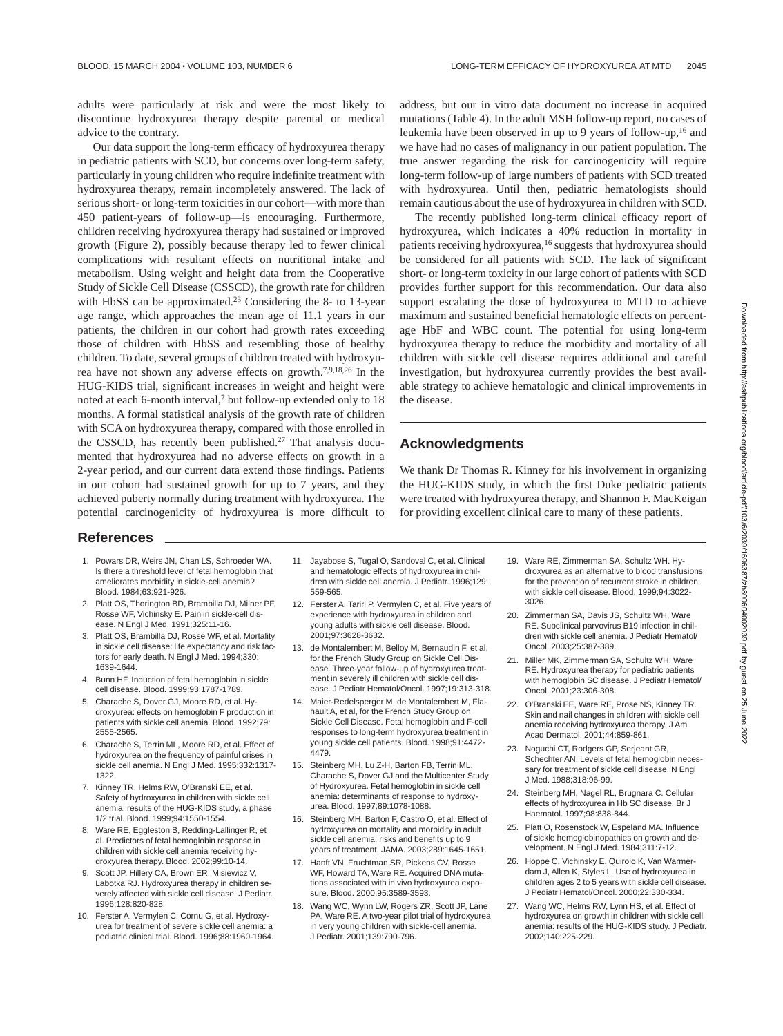adults were particularly at risk and were the most likely to discontinue hydroxyurea therapy despite parental or medical advice to the contrary.

Our data support the long-term efficacy of hydroxyurea therapy in pediatric patients with SCD, but concerns over long-term safety, particularly in young children who require indefinite treatment with hydroxyurea therapy, remain incompletely answered. The lack of serious short- or long-term toxicities in our cohort—with more than 450 patient-years of follow-up—is encouraging. Furthermore, children receiving hydroxyurea therapy had sustained or improved growth (Figure 2), possibly because therapy led to fewer clinical complications with resultant effects on nutritional intake and metabolism. Using weight and height data from the Cooperative Study of Sickle Cell Disease (CSSCD), the growth rate for children with HbSS can be approximated.[23] Considering the 8- to 13-year age range, which approaches the mean age of 11.1 years in our patients, the children in our cohort had growth rates exceeding those of children with HbSS and resembling those of healthy children. To date, several groups of children treated with hydroxyurea have not shown any adverse effects on growth.[7,9,18,26] In the HUG-KIDS trial, significant increases in weight and height were noted at each 6-month interval,[7] but follow-up extended only to 18 months. A formal statistical analysis of the growth rate of children with SCA on hydroxyurea therapy, compared with those enrolled in the CSSCD, has recently been published.[27] That analysis documented that hydroxyurea had no adverse effects on growth in a 2-year period, and our current data extend those findings. Patients in our cohort had sustained growth for up to 7 years, and they achieved puberty normally during treatment with hydroxyurea. The potential carcinogenicity of hydroxyurea is more difficult to address, but our in vitro data document no increase in acquired mutations (Table 4). In the adult MSH follow-up report, no cases of leukemia have been observed in up to 9 years of follow-up,[16] and we have had no cases of malignancy in our patient population. The true answer regarding the risk for carcinogenicity will require long-term follow-up of large numbers of patients with SCD treated with hydroxyurea. Until then, pediatric hematologists should remain cautious about the use of hydroxyurea in children with SCD.

The recently published long-term clinical efficacy report of hydroxyurea, which indicates a 40% reduction in mortality in patients receiving hydroxyurea,[16] suggests that hydroxyurea should be considered for all patients with SCD. The lack of significant short- or long-term toxicity in our large cohort of patients with SCD provides further support for this recommendation. Our data also support escalating the dose of hydroxyurea to MTD to achieve maximum and sustained beneficial hematologic effects on percentage HbF and WBC count. The potential for using long-term hydroxyurea therapy to reduce the morbidity and mortality of all children with sickle cell disease requires additional and careful investigation, but hydroxyurea currently provides the best available strategy to achieve hematologic and clinical improvements in the disease.

## Acknowledgments

We thank Dr Thomas R. Kinney for his involvement in organizing the HUG-KIDS study, in which the first Duke pediatric patients were treated with hydroxyurea therapy, and Shannon F. MacKeigan for providing excellent clinical care to many of these patients.

## References

1. Powars DR, Weirs JN, Chan LS, Schroeder WA. Is there a threshold level of fetal hemoglobin that ameliorates morbidity in sickle-cell anemia? Blood. 1984;63:921-926.
2. Platt OS, Thorington BD, Brambilla DJ, Milner PF, Rosse WF, Vichinsky E. Pain in sickle-cell disease. N Engl J Med. 1991;325:11-16.
3. Platt OS, Brambilla DJ, Rosse WF, et al. Mortality in sickle cell disease: life expectancy and risk factors for early death. N Engl J Med. 1994;330:1639-1644.
4. Bunn HF. Induction of fetal hemoglobin in sickle cell disease. Blood. 1999;93:1787-1789.
5. Charache S, Dover GJ, Moore RD, et al. Hydroxyurea: effects on hemoglobin F production in patients with sickle cell anemia. Blood. 1992;79:2555-2565.
6. Charache S, Terrin ML, Moore RD, et al. Effect of hydroxyurea on the frequency of painful crises in sickle cell anemia. N Engl J Med. 1995;332:1317-1322.
7. Kinney TR, Helms RW, O'Branski EE, et al. Safety of hydroxyurea in children with sickle cell anemia: results of the HUG-KIDS study, a phase 1/2 trial. Blood. 1999;94:1550-1554.
8. Ware RE, Eggleston B, Redding-Lallinger R, et al. Predictors of fetal hemoglobin response in children with sickle cell anemia receiving hydroxyurea therapy. Blood. 2002;99:10-14.
9. Scott JP, Hillery CA, Brown ER, Misiewicz V, Labotka RJ. Hydroxyurea therapy in children severely affected with sickle cell disease. J Pediatr. 1996;128:820-828.
10. Ferster A, Vermylen C, Cornu G, et al. Hydroxyurea for treatment of severe sickle cell anemia: a pediatric clinical trial. Blood. 1996;88:1960-1964.
11. Jayabose S, Tugal O, Sandoval C, et al. Clinical and hematologic effects of hydroxyurea in children with sickle cell anemia. J Pediatr. 1996;129:559-565.
12. Ferster A, Tariri P, Vermylen C, et al. Five years of experience with hydroxyurea in children and young adults with sickle cell disease. Blood. 2001;97:3628-3632.
13. de Montalembert M, Belloy M, Bernaudin F, et al, for the French Study Group on Sickle Cell Disease. Three-year follow-up of hydroxyurea treatment in severely ill children with sickle cell disease. J Pediatr Hematol/Oncol. 1997;19:313-318.
14. Maier-Redelsperger M, de Montalembert M, Flahault A, et al, for the French Study Group on Sickle Cell Disease. Fetal hemoglobin and F-cell responses to long-term hydroxyurea treatment in young sickle cell patients. Blood. 1998;91:4472-4479.
15. Steinberg MH, Lu Z-H, Barton FB, Terrin ML, Charache S, Dover GJ and the Multicenter Study of Hydroxyurea. Fetal hemoglobin in sickle cell anemia: determinants of response to hydroxyurea. Blood. 1997;89:1078-1088.
16. Steinberg MH, Barton F, Castro O, et al. Effect of hydroxyurea on mortality and morbidity in adult sickle cell anemia: risks and benefits up to 9 years of treatment. JAMA. 2003;289:1645-1651.
17. Hanft VN, Fruchtman SR, Pickens CV, Rosse WF, Howard TA, Ware RE. Acquired DNA mutations associated with in vivo hydroxyurea exposure. Blood. 2000;95:3589-3593.
18. Wang WC, Wynn LW, Rogers ZR, Scott JP, Lane PA, Ware RE. A two-year pilot trial of hydroxyurea in very young children with sickle-cell anemia. J Pediatr. 2001;139:790-796.
19. Ware RE, Zimmerman SA, Schultz WH. Hydroxyurea as an alternative to blood transfusions for the prevention of recurrent stroke in children with sickle cell disease. Blood. 1999;94:3022-3026.
20. Zimmerman SA, Davis JS, Schultz WH, Ware RE. Subclinical parvovirus B19 infection in children with sickle cell anemia. J Pediatr Hematol/Oncol. 2003;25:387-389.
21. Miller MK, Zimmerman SA, Schultz WH, Ware RE. Hydroxyurea therapy for pediatric patients with hemoglobin SC disease. J Pediatr Hematol/Oncol. 2001;23:306-308.
22. O'Branski EE, Ware RE, Prose NS, Kinney TR. Skin and nail changes in children with sickle cell anemia receiving hydroxyurea therapy. J Am Acad Dermatol. 2001;44:859-861.
23. Noguchi CT, Rodgers GP, Serjeant GR, Schechter AN. Levels of fetal hemoglobin necessary for treatment of sickle cell disease. N Engl J Med. 1988;318:96-99.
24. Steinberg MH, Nagel RL, Brugnara C. Cellular effects of hydroxyurea in Hb SC disease. Br J Haematol. 1997;98:838-844.
25. Platt O, Rosenstock W, Espeland MA. Influence of sickle hemoglobinopathies on growth and development. N Engl J Med. 1984;311:7-12.
26. Hoppe C, Vichinsky E, Quirolo K, Van Warmerdam J, Allen K, Styles L. Use of hydroxyurea in children ages 2 to 5 years with sickle cell disease. J Pediatr Hematol/Oncol. 2000;22:330-334.
27. Wang WC, Helms RW, Lynn HS, et al. Effect of hydroxyurea on growth in children with sickle cell anemia: results of the HUG-KIDS study. J Pediatr. 2002;140:225-229.